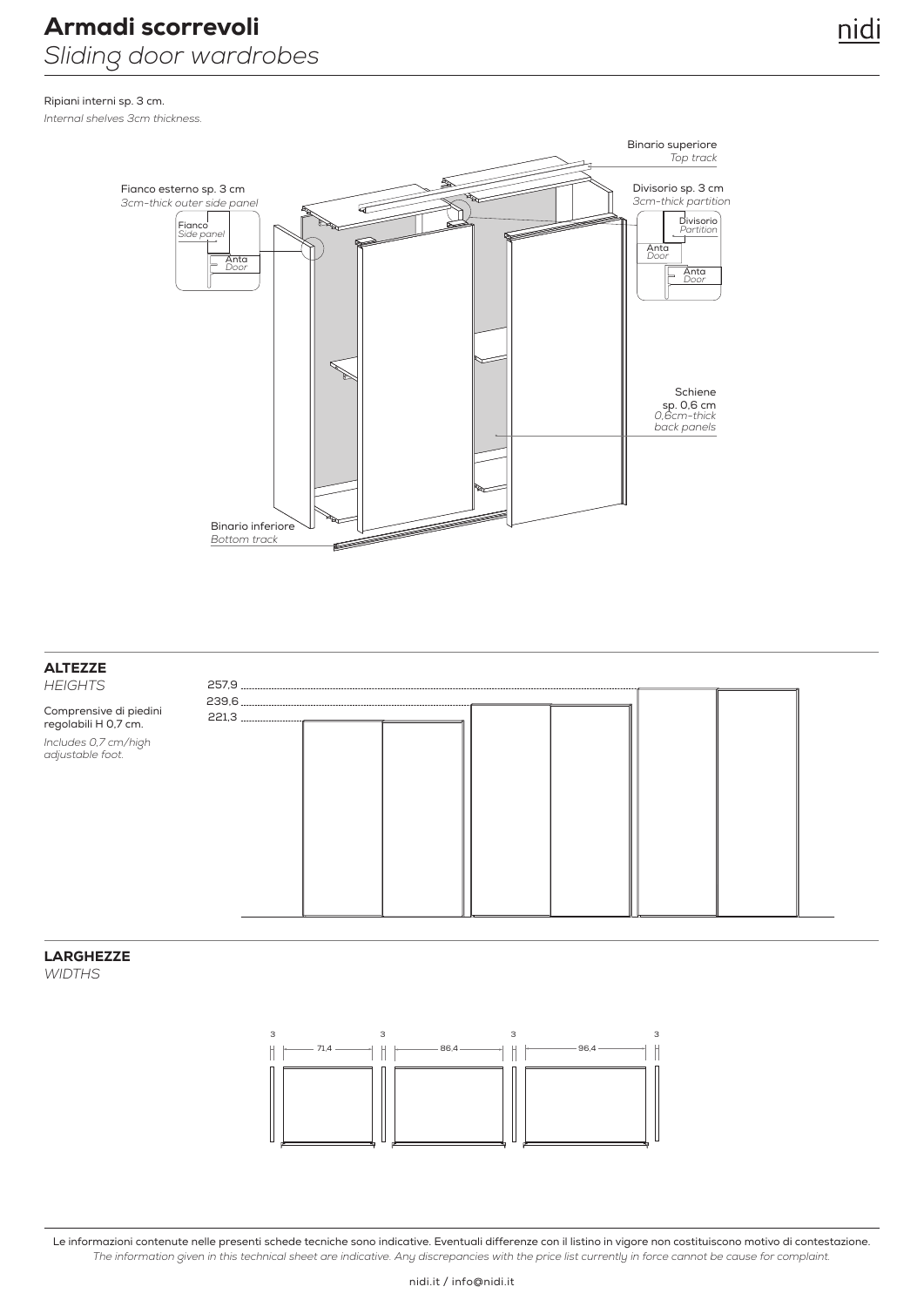# Armadi scorrevoli

*Sliding door wardrobes*

Ripiani interni sp. 3 cm.

*Internal shelves 3cm thickness.*

Binario superiore
*Top track*

Fianco esterno sp. 3 cm
*3cm-thick outer side panel*

Fianco
*Side panel*

Anta
*Door*

Divisorio sp. 3 cm
*3cm-thick partition*

Divisorio
*Partition*

Anta
*Door*

Anta
*Door*

Schiene
sp. 0,6 cm
*0,6cm-thick back panels*

Binario inferiore
*Bottom track*

## ALTEZZE

*HEIGHTS*

Comprensive di piedini regolabili H 0,7 cm.

*Includes 0,7 cm/high adjustable foot.*

257,9

239,6

221,3

## LARGHEZZE

*WIDTHS*

3 | 71,4 | 3 | 86,4 | 3 | 96,4 | 3

Le informazioni contenute nelle presenti schede tecniche sono indicative. Eventuali differenze con il listino in vigore non costituiscono motivo di contestazione.

*The information given in this technical sheet are indicative. Any discrepancies with the price list currently in force cannot be cause for complaint.*

nidi.it / info@nidi.it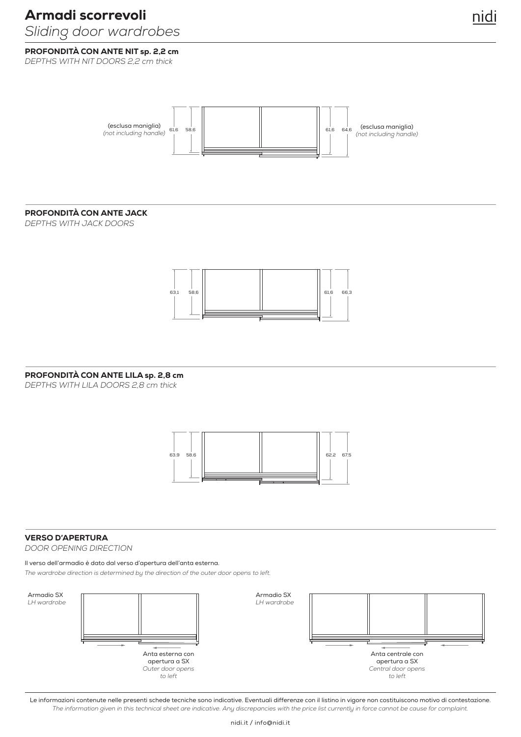# Armadi scorrevoli

*Sliding door wardrobes*

## PROFONDITÀ CON ANTE NIT sp. 2,2 cm

*DEPTHS WITH NIT DOORS 2,2 cm thick*

(esclusa maniglia) *(not including handle)* 61,6 58,6

61,6 64,6 (esclusa maniglia) *(not including handle)*

## PROFONDITÀ CON ANTE JACK

*DEPTHS WITH JACK DOORS*

63,1 58,6

61,6 66,3

## PROFONDITÀ CON ANTE LILA sp. 2,8 cm

*DEPTHS WITH LILA DOORS 2,8 cm thick*

63,9 58,6

62,2 67,5

## VERSO D'APERTURA

*DOOR OPENING DIRECTION*

Il verso dell'armadio è dato dal verso d'apertura dell'anta esterna.

*The wardrobe direction is determined by the direction of the outer door opens to left.*

Armadio SX
*LH wardrobe*

Anta esterna con apertura a SX
*Outer door opens to left*

Armadio SX
*LH wardrobe*

Anta centrale con apertura a SX
*Central door opens to left*

Le informazioni contenute nelle presenti schede tecniche sono indicative. Eventuali differenze con il listino in vigore non costituiscono motivo di contestazione.

*The information given in this technical sheet are indicative. Any discrepancies with the price list currently in force cannot be cause for complaint.*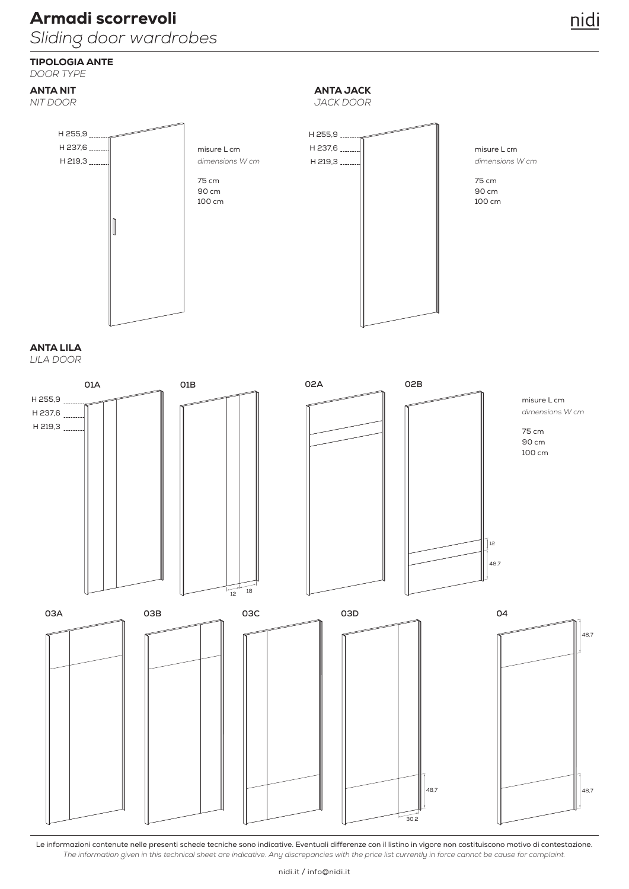# Armadi scorrevoli

*Sliding door wardrobes*

## TIPOLOGIA ANTE

*DOOR TYPE*

### ANTA NIT

*NIT DOOR*

H 255,9
H 237,6
H 219,3

misure L cm
*dimensions W cm*

75 cm
90 cm
100 cm

### ANTA JACK

*JACK DOOR*

H 255,9
H 237,6
H 219,3

misure L cm
*dimensions W cm*

75 cm
90 cm
100 cm

### ANTA LILA

*LILA DOOR*

01A

H 255,9
H 237,6
H 219,3

01B

12
18

02A

02B

12
48,7

misure L cm
*dimensions W cm*

75 cm
90 cm
100 cm

03A

03B

03C

03D

48,7
30,2

04

48,7
48,7

Le informazioni contenute nelle presenti schede tecniche sono indicative. Eventuali differenze con il listino in vigore non costituiscono motivo di contestazione.
*The information given in this technical sheet are indicative. Any discrepancies with the price list currently in force cannot be cause for complaint.*

nidi.it / info@nidi.it